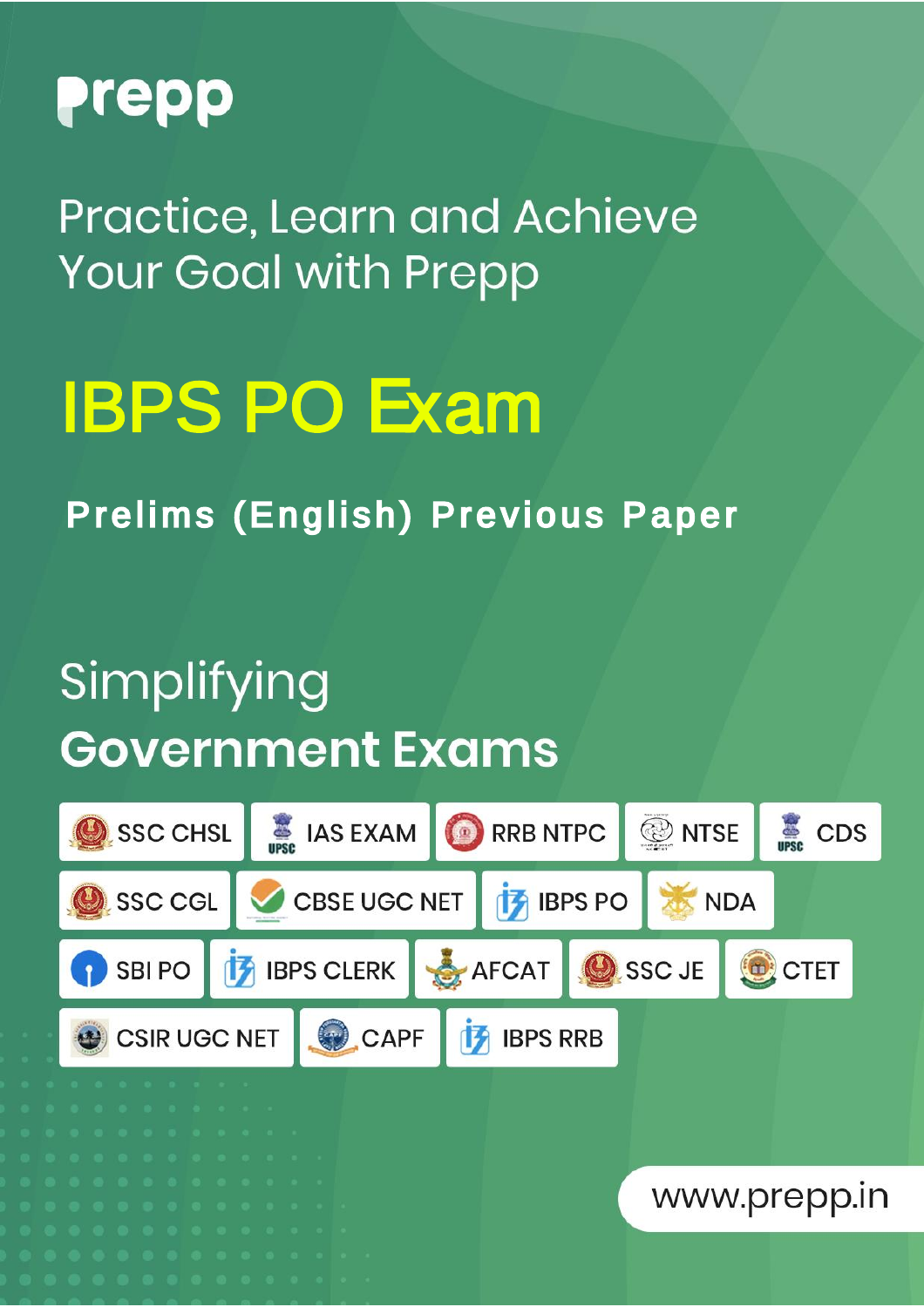prepp

Practice, Learn and Achieve
Your Goal with Prepp

# IBPS PO Exam

## Prelims (English) Previous Paper

Simplifying
**Government Exams**

SSC CHSL | IAS EXAM | RRB NTPC | NTSE | CDS

SSC CGL | CBSE UGC NET | IBPS PO | NDA

SBI PO | IBPS CLERK | AFCAT | SSC JE | CTET

CSIR UGC NET | CAPF | IBPS RRB

www.prepp.in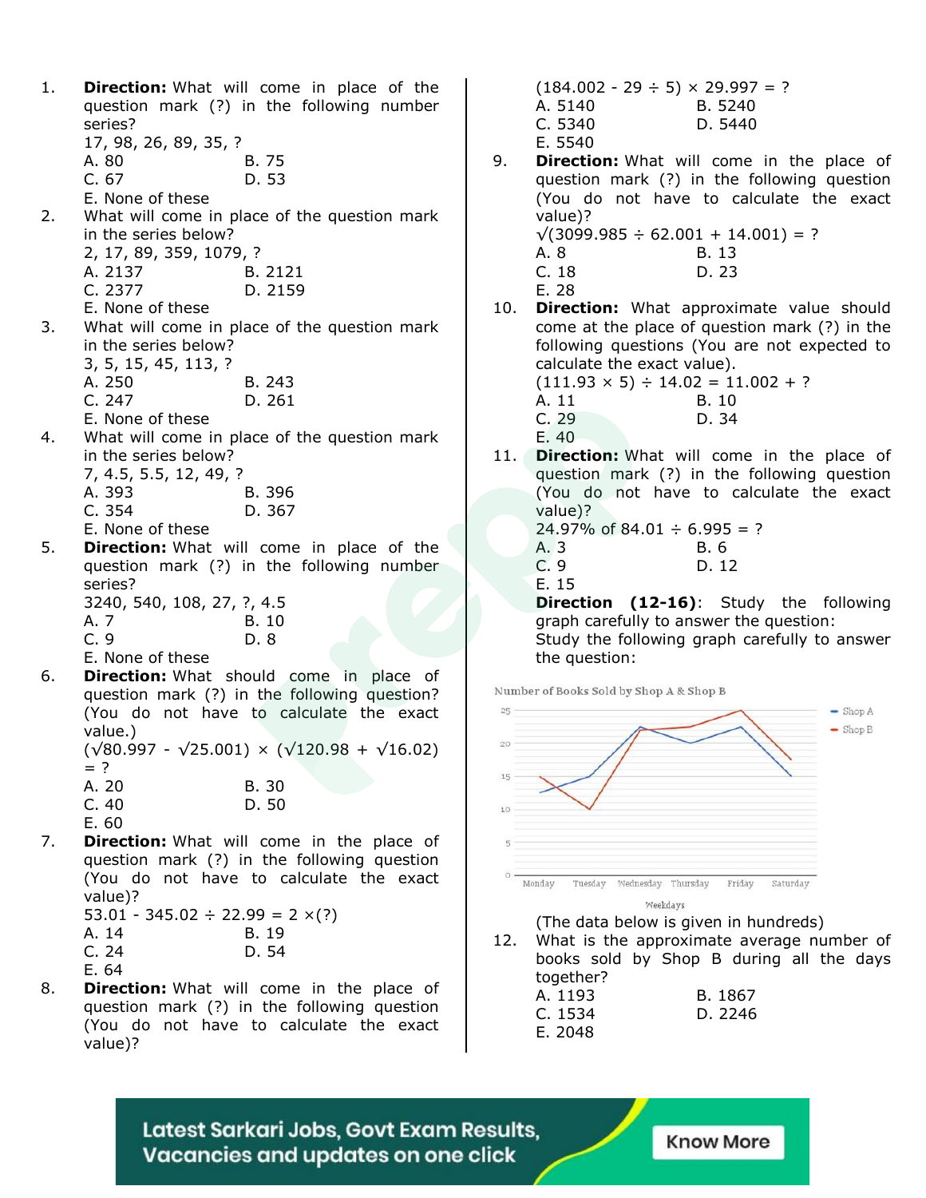1. **Direction:** What will come in place of the question mark (?) in the following number series?
   17, 98, 26, 89, 35, ?
   A. 80 B. 75
   C. 67 D. 53
   E. None of these

2. What will come in place of the question mark in the series below?
   2, 17, 89, 359, 1079, ?
   A. 2137 B. 2121
   C. 2377 D. 2159
   E. None of these

3. What will come in place of the question mark in the series below?
   3, 5, 15, 45, 113, ?
   A. 250 B. 243
   C. 247 D. 261
   E. None of these

4. What will come in place of the question mark in the series below?
   7, 4.5, 5.5, 12, 49, ?
   A. 393 B. 396
   C. 354 D. 367
   E. None of these

5. **Direction:** What will come in place of the question mark (?) in the following number series?
   3240, 540, 108, 27, ?, 4.5
   A. 7 B. 10
   C. 9 D. 8
   E. None of these

6. **Direction:** What should come in place of question mark (?) in the following question? (You do not have to calculate the exact value.)
   $(\sqrt{80.997} - \sqrt{25.001}) \times (\sqrt{120.98} + \sqrt{16.02}) = ?$
   A. 20 B. 30
   C. 40 D. 50
   E. 60

7. **Direction:** What will come in the place of question mark (?) in the following question (You do not have to calculate the exact value)?
   $53.01 - 345.02 \div 22.99 = 2 \times (?)$
   A. 14 B. 19
   C. 24 D. 54
   E. 64

8. **Direction:** What will come in the place of question mark (?) in the following question (You do not have to calculate the exact value)?
   $(184.002 - 29 \div 5) \times 29.997 = ?$
   A. 5140 B. 5240
   C. 5340 D. 5440
   E. 5540

9. **Direction:** What will come in the place of question mark (?) in the following question (You do not have to calculate the exact value)?
   $\sqrt{(3099.985 \div 62.001 + 14.001)} = ?$
   A. 8 B. 13
   C. 18 D. 23
   E. 28

10. **Direction:** What approximate value should come at the place of question mark (?) in the following questions (You are not expected to calculate the exact value).
    $(111.93 \times 5) \div 14.02 = 11.002 + ?$
    A. 11 B. 10
    C. 29 D. 34
    E. 40

11. **Direction:** What will come in the place of question mark (?) in the following question (You do not have to calculate the exact value)?
    24.97% of $84.01 \div 6.995 = ?$
    A. 3 B. 6
    C. 9 D. 12
    E. 15

**Direction (12-16)**: Study the following graph carefully to answer the question:
Study the following graph carefully to answer the question:

Number of Books Sold by Shop A & Shop B

(Line graph: Shop A and Shop B; x-axis: Weekdays — Monday, Tuesday, Wednesday, Thursday, Friday, Saturday; y-axis: 0, 5, 10, 15, 20, 25)

(The data below is given in hundreds)

12. What is the approximate average number of books sold by Shop B during all the days together?
    A. 1193 B. 1867
    C. 1534 D. 2246
    E. 2048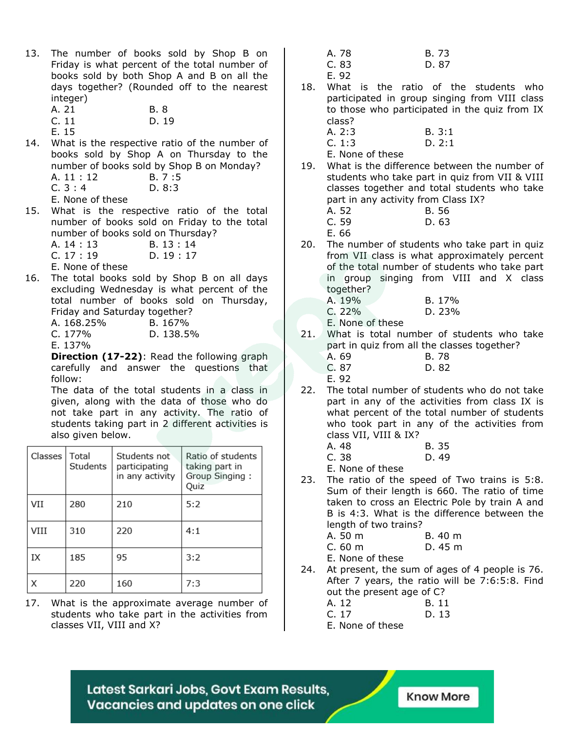13. The number of books sold by Shop B on Friday is what percent of the total number of books sold by both Shop A and B on all the days together? (Rounded off to the nearest integer)
A. 21
B. 8
C. 11
D. 19
E. 15

14. What is the respective ratio of the number of books sold by Shop A on Thursday to the number of books sold by Shop B on Monday?
A. 11 : 12
B. 7 :5
C. 3 : 4
D. 8:3
E. None of these

15. What is the respective ratio of the total number of books sold on Friday to the total number of books sold on Thursday?
A. 14 : 13
B. 13 : 14
C. 17 : 19
D. 19 : 17
E. None of these

16. The total books sold by Shop B on all days excluding Wednesday is what percent of the total number of books sold on Thursday, Friday and Saturday together?
A. 168.25%
B. 167%
C. 177%
D. 138.5%
E. 137%

**Direction (17-22)**: Read the following graph carefully and answer the questions that follow:

The data of the total students in a class in given, along with the data of those who do not take part in any activity. The ratio of students taking part in 2 different activities is also given below.

| Classes | Total Students | Students not participating in any activity | Ratio of students taking part in Group Singing : Quiz |
|---|---|---|---|
| VII | 280 | 210 | 5:2 |
| VIII | 310 | 220 | 4:1 |
| IX | 185 | 95 | 3:2 |
| X | 220 | 160 | 7:3 |

17. What is the approximate average number of students who take part in the activities from classes VII, VIII and X?
A. 78
B. 73
C. 83
D. 87
E. 92

18. What is the ratio of the students who participated in group singing from VIII class to those who participated in the quiz from IX class?
A. 2:3
B. 3:1
C. 1:3
D. 2:1
E. None of these

19. What is the difference between the number of students who take part in quiz from VII & VIII classes together and total students who take part in any activity from Class IX?
A. 52
B. 56
C. 59
D. 63
E. 66

20. The number of students who take part in quiz from VII class is what approximately percent of the total number of students who take part in group singing from VIII and X class together?
A. 19%
B. 17%
C. 22%
D. 23%
E. None of these

21. What is total number of students who take part in quiz from all the classes together?
A. 69
B. 78
C. 87
D. 82
E. 92

22. The total number of students who do not take part in any of the activities from class IX is what percent of the total number of students who took part in any of the activities from class VII, VIII & IX?
A. 48
B. 35
C. 38
D. 49
E. None of these

23. The ratio of the speed of Two trains is 5:8. Sum of their length is 660. The ratio of time taken to cross an Electric Pole by train A and B is 4:3. What is the difference between the length of two trains?
A. 50 m
B. 40 m
C. 60 m
D. 45 m
E. None of these

24. At present, the sum of ages of 4 people is 76. After 7 years, the ratio will be 7:6:5:8. Find out the present age of C?
A. 12
B. 11
C. 17
D. 13
E. None of these

Latest Sarkari Jobs, Govt Exam Results, Vacancies and updates on one click

Know More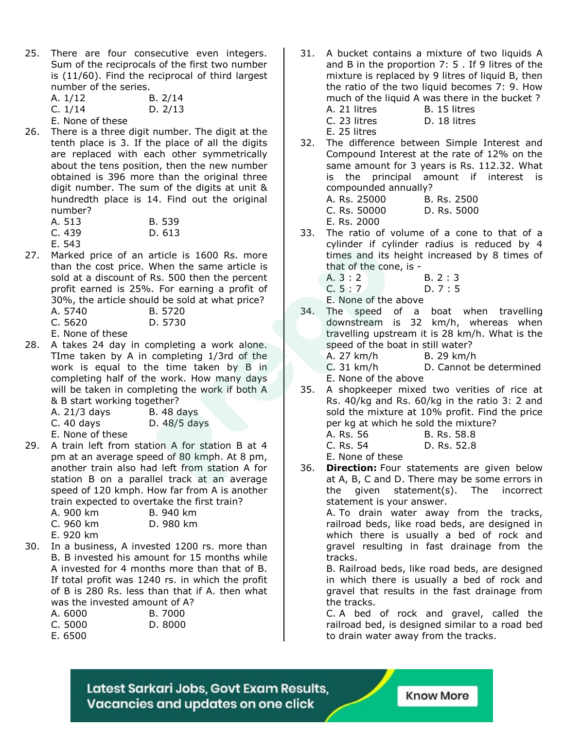25. There are four consecutive even integers. Sum of the reciprocals of the first two number is (11/60). Find the reciprocal of third largest number of the series.
   A. 1/12 B. 2/14
   C. 1/14 D. 2/13
   E. None of these

26. There is a three digit number. The digit at the tenth place is 3. If the place of all the digits are replaced with each other symmetrically about the tens position, then the new number obtained is 396 more than the original three digit number. The sum of the digits at unit & hundredth place is 14. Find out the original number?
   A. 513 B. 539
   C. 439 D. 613
   E. 543

27. Marked price of an article is 1600 Rs. more than the cost price. When the same article is sold at a discount of Rs. 500 then the percent profit earned is 25%. For earning a profit of 30%, the article should be sold at what price?
   A. 5740 B. 5720
   C. 5620 D. 5730
   E. None of these

28. A takes 24 day in completing a work alone. TIme taken by A in completing 1/3rd of the work is equal to the time taken by B in completing half of the work. How many days will be taken in completing the work if both A & B start working together?
   A. 21/3 days B. 48 days
   C. 40 days D. 48/5 days
   E. None of these

29. A train left from station A for station B at 4 pm at an average speed of 80 kmph. At 8 pm, another train also had left from station A for station B on a parallel track at an average speed of 120 kmph. How far from A is another train expected to overtake the first train?
   A. 900 km B. 940 km
   C. 960 km D. 980 km
   E. 920 km

30. In a business, A invested 1200 rs. more than B. B invested his amount for 15 months while A invested for 4 months more than that of B. If total profit was 1240 rs. in which the profit of B is 280 Rs. less than that if A. then what was the invested amount of A?
   A. 6000 B. 7000
   C. 5000 D. 8000
   E. 6500

31. A bucket contains a mixture of two liquids A and B in the proportion 7: 5 . If 9 litres of the mixture is replaced by 9 litres of liquid B, then the ratio of the two liquid becomes 7: 9. How much of the liquid A was there in the bucket ?
   A. 21 litres B. 15 litres
   C. 23 litres D. 18 litres
   E. 25 litres

32. The difference between Simple Interest and Compound Interest at the rate of 12% on the same amount for 3 years is Rs. 112.32. What is the principal amount if interest is compounded annually?
   A. Rs. 25000 B. Rs. 2500
   C. Rs. 50000 D. Rs. 5000
   E. Rs. 2000

33. The ratio of volume of a cone to that of a cylinder if cylinder radius is reduced by 4 times and its height increased by 8 times of that of the cone, is -
   A. 3 : 2 B. 2 : 3
   C. 5 : 7 D. 7 : 5
   E. None of the above

34. The speed of a boat when travelling downstream is 32 km/h, whereas when travelling upstream it is 28 km/h. What is the speed of the boat in still water?
   A. 27 km/h B. 29 km/h
   C. 31 km/h D. Cannot be determined
   E. None of the above

35. A shopkeeper mixed two verities of rice at Rs. 40/kg and Rs. 60/kg in the ratio 3: 2 and sold the mixture at 10% profit. Find the price per kg at which he sold the mixture?
   A. Rs. 56 B. Rs. 58.8
   C. Rs. 54 D. Rs. 52.8
   E. None of these

36. **Direction:** Four statements are given below at A, B, C and D. There may be some errors in the given statement(s). The incorrect statement is your answer.
   A. To drain water away from the tracks, railroad beds, like road beds, are designed in which there is usually a bed of rock and gravel resulting in fast drainage from the tracks.
   B. Railroad beds, like road beds, are designed in which there is usually a bed of rock and gravel that results in the fast drainage from the tracks.
   C. A bed of rock and gravel, called the railroad bed, is designed similar to a road bed to drain water away from the tracks.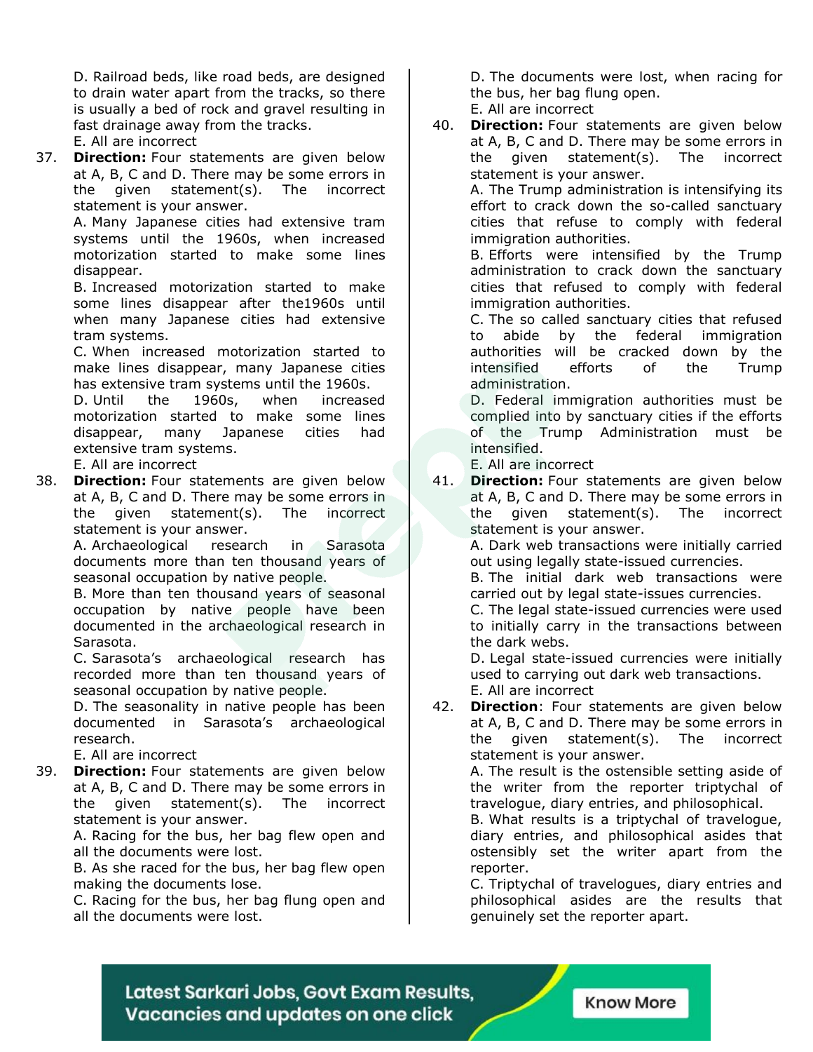D. Railroad beds, like road beds, are designed to drain water apart from the tracks, so there is usually a bed of rock and gravel resulting in fast drainage away from the tracks.
E. All are incorrect

37. **Direction:** Four statements are given below at A, B, C and D. There may be some errors in the given statement(s). The incorrect statement is your answer.
A. Many Japanese cities had extensive tram systems until the 1960s, when increased motorization started to make some lines disappear.
B. Increased motorization started to make some lines disappear after the1960s until when many Japanese cities had extensive tram systems.
C. When increased motorization started to make lines disappear, many Japanese cities has extensive tram systems until the 1960s.
D. Until the 1960s, when increased motorization started to make some lines disappear, many Japanese cities had extensive tram systems.
E. All are incorrect

38. **Direction:** Four statements are given below at A, B, C and D. There may be some errors in the given statement(s). The incorrect statement is your answer.
A. Archaeological research in Sarasota documents more than ten thousand years of seasonal occupation by native people.
B. More than ten thousand years of seasonal occupation by native people have been documented in the archaeological research in Sarasota.
C. Sarasota's archaeological research has recorded more than ten thousand years of seasonal occupation by native people.
D. The seasonality in native people has been documented in Sarasota's archaeological research.
E. All are incorrect

39. **Direction:** Four statements are given below at A, B, C and D. There may be some errors in the given statement(s). The incorrect statement is your answer.
A. Racing for the bus, her bag flew open and all the documents were lost.
B. As she raced for the bus, her bag flew open making the documents lose.
C. Racing for the bus, her bag flung open and all the documents were lost.
D. The documents were lost, when racing for the bus, her bag flung open.
E. All are incorrect

40. **Direction:** Four statements are given below at A, B, C and D. There may be some errors in the given statement(s). The incorrect statement is your answer.
A. The Trump administration is intensifying its effort to crack down the so-called sanctuary cities that refuse to comply with federal immigration authorities.
B. Efforts were intensified by the Trump administration to crack down the sanctuary cities that refused to comply with federal immigration authorities.
C. The so called sanctuary cities that refused to abide by the federal immigration authorities will be cracked down by the intensified efforts of the Trump administration.
D. Federal immigration authorities must be complied into by sanctuary cities if the efforts of the Trump Administration must be intensified.
E. All are incorrect

41. **Direction:** Four statements are given below at A, B, C and D. There may be some errors in the given statement(s). The incorrect statement is your answer.
A. Dark web transactions were initially carried out using legally state-issued currencies.
B. The initial dark web transactions were carried out by legal state-issues currencies.
C. The legal state-issued currencies were used to initially carry in the transactions between the dark webs.
D. Legal state-issued currencies were initially used to carrying out dark web transactions.
E. All are incorrect

42. **Direction**: Four statements are given below at A, B, C and D. There may be some errors in the given statement(s). The incorrect statement is your answer.
A. The result is the ostensible setting aside of the writer from the reporter triptychal of travelogue, diary entries, and philosophical.
B. What results is a triptychal of travelogue, diary entries, and philosophical asides that ostensibly set the writer apart from the reporter.
C. Triptychal of travelogues, diary entries and philosophical asides are the results that genuinely set the reporter apart.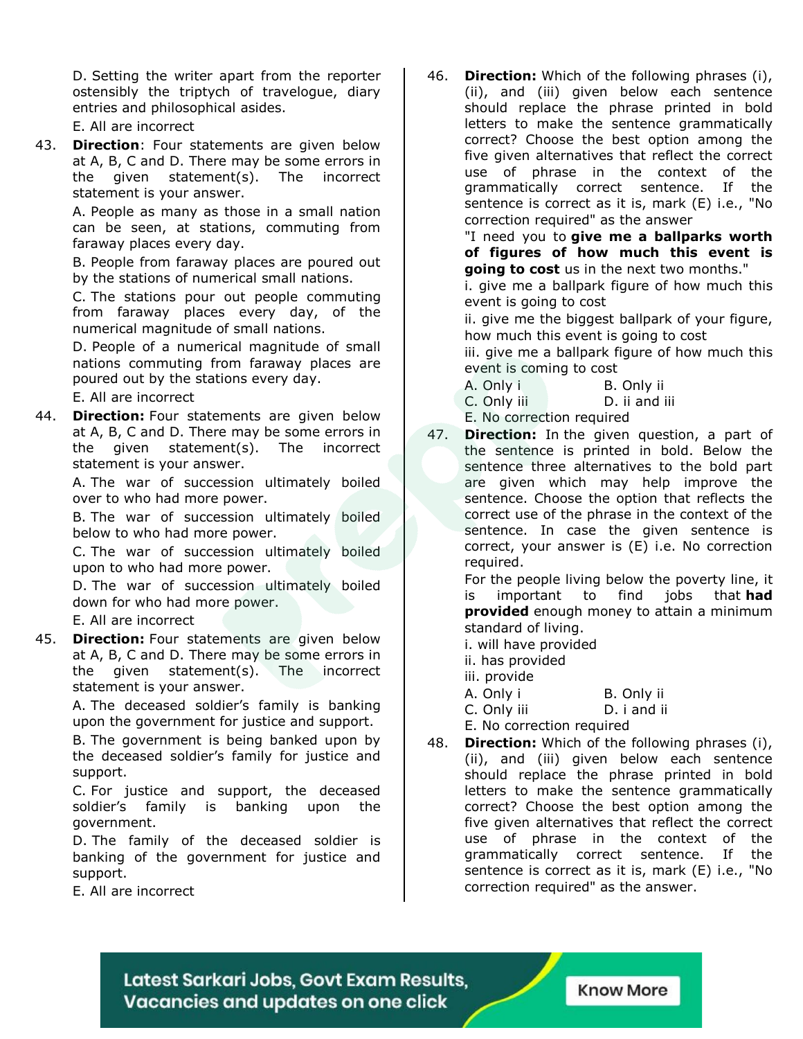D. Setting the writer apart from the reporter ostensibly the triptych of travelogue, diary entries and philosophical asides.

E. All are incorrect

43. **Direction**: Four statements are given below at A, B, C and D. There may be some errors in the given statement(s). The incorrect statement is your answer.

A. People as many as those in a small nation can be seen, at stations, commuting from faraway places every day.

B. People from faraway places are poured out by the stations of numerical small nations.

C. The stations pour out people commuting from faraway places every day, of the numerical magnitude of small nations.

D. People of a numerical magnitude of small nations commuting from faraway places are poured out by the stations every day.

E. All are incorrect

44. **Direction:** Four statements are given below at A, B, C and D. There may be some errors in the given statement(s). The incorrect statement is your answer.

A. The war of succession ultimately boiled over to who had more power.

B. The war of succession ultimately boiled below to who had more power.

C. The war of succession ultimately boiled upon to who had more power.

D. The war of succession ultimately boiled down for who had more power.

E. All are incorrect

45. **Direction:** Four statements are given below at A, B, C and D. There may be some errors in the given statement(s). The incorrect statement is your answer.

A. The deceased soldier's family is banking upon the government for justice and support.

B. The government is being banked upon by the deceased soldier's family for justice and support.

C. For justice and support, the deceased soldier's family is banking upon the government.

D. The family of the deceased soldier is banking of the government for justice and support.

E. All are incorrect

46. **Direction:** Which of the following phrases (i), (ii), and (iii) given below each sentence should replace the phrase printed in bold letters to make the sentence grammatically correct? Choose the best option among the five given alternatives that reflect the correct use of phrase in the context of the grammatically correct sentence. If the sentence is correct as it is, mark (E) i.e., "No correction required" as the answer

"I need you to **give me a ballparks worth of figures of how much this event is going to cost** us in the next two months."

i. give me a ballpark figure of how much this event is going to cost

ii. give me the biggest ballpark of your figure, how much this event is going to cost

iii. give me a ballpark figure of how much this event is coming to cost

A. Only i  
B. Only ii  
C. Only iii  
D. ii and iii  
E. No correction required

47. **Direction:** In the given question, a part of the sentence is printed in bold. Below the sentence three alternatives to the bold part are given which may help improve the sentence. Choose the option that reflects the correct use of the phrase in the context of the sentence. In case the given sentence is correct, your answer is (E) i.e. No correction required.

For the people living below the poverty line, it is important to find jobs that **had provided** enough money to attain a minimum standard of living.

i. will have provided

ii. has provided

iii. provide

A. Only i  
B. Only ii  
C. Only iii  
D. i and ii  
E. No correction required

48. **Direction:** Which of the following phrases (i), (ii), and (iii) given below each sentence should replace the phrase printed in bold letters to make the sentence grammatically correct? Choose the best option among the five given alternatives that reflect the correct use of phrase in the context of the grammatically correct sentence. If the sentence is correct as it is, mark (E) i.e., "No correction required" as the answer.

Latest Sarkari Jobs, Govt Exam Results, Vacancies and updates on one click  
Know More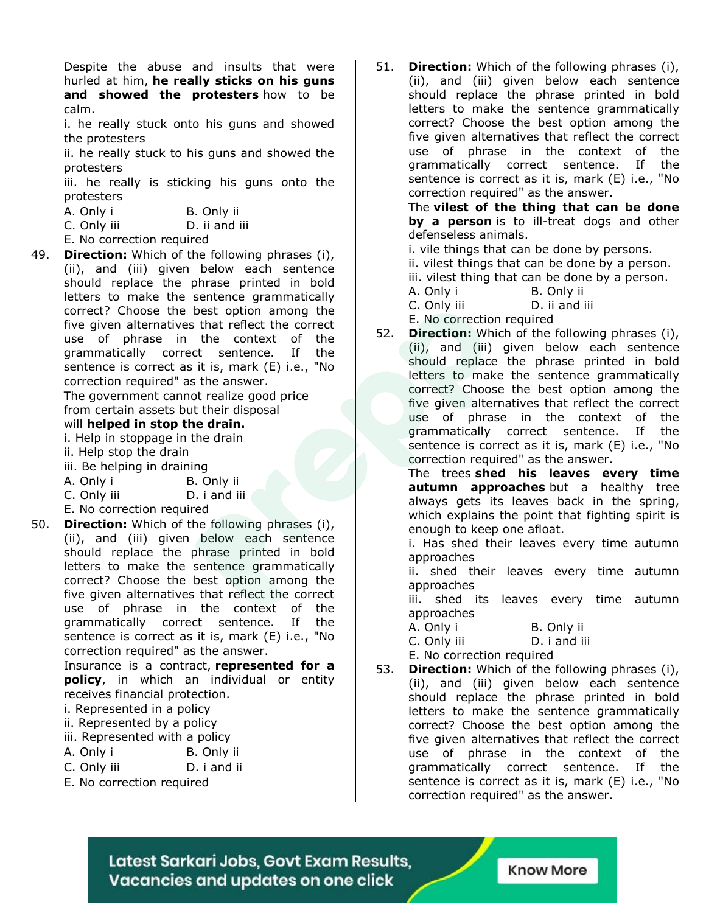Despite the abuse and insults that were hurled at him, **he really sticks on his guns and showed the protesters** how to be calm.

i. he really stuck onto his guns and showed the protesters

ii. he really stuck to his guns and showed the protesters

iii. he really is sticking his guns onto the protesters

A. Only i
B. Only ii
C. Only iii
D. ii and iii
E. No correction required

49. **Direction:** Which of the following phrases (i), (ii), and (iii) given below each sentence should replace the phrase printed in bold letters to make the sentence grammatically correct? Choose the best option among the five given alternatives that reflect the correct use of phrase in the context of the grammatically correct sentence. If the sentence is correct as it is, mark (E) i.e., "No correction required" as the answer.

The government cannot realize good price from certain assets but their disposal will **helped in stop the drain.**

i. Help in stoppage in the drain

ii. Help stop the drain

iii. Be helping in draining

A. Only i
B. Only ii
C. Only iii
D. i and iii
E. No correction required

50. **Direction:** Which of the following phrases (i), (ii), and (iii) given below each sentence should replace the phrase printed in bold letters to make the sentence grammatically correct? Choose the best option among the five given alternatives that reflect the correct use of phrase in the context of the grammatically correct sentence. If the sentence is correct as it is, mark (E) i.e., "No correction required" as the answer.

Insurance is a contract, **represented for a policy**, in which an individual or entity receives financial protection.

i. Represented in a policy

ii. Represented by a policy

iii. Represented with a policy

A. Only i
B. Only ii
C. Only iii
D. i and ii
E. No correction required

51. **Direction:** Which of the following phrases (i), (ii), and (iii) given below each sentence should replace the phrase printed in bold letters to make the sentence grammatically correct? Choose the best option among the five given alternatives that reflect the correct use of phrase in the context of the grammatically correct sentence. If the sentence is correct as it is, mark (E) i.e., "No correction required" as the answer.

The **vilest of the thing that can be done by a person** is to ill-treat dogs and other defenseless animals.

i. vile things that can be done by persons.

ii. vilest things that can be done by a person.

iii. vilest thing that can be done by a person.

A. Only i
B. Only ii
C. Only iii
D. ii and iii
E. No correction required

52. **Direction:** Which of the following phrases (i), (ii), and (iii) given below each sentence should replace the phrase printed in bold letters to make the sentence grammatically correct? Choose the best option among the five given alternatives that reflect the correct use of phrase in the context of the grammatically correct sentence. If the sentence is correct as it is, mark (E) i.e., "No correction required" as the answer.

The trees **shed his leaves every time autumn approaches** but a healthy tree always gets its leaves back in the spring, which explains the point that fighting spirit is enough to keep one afloat.

i. Has shed their leaves every time autumn approaches

ii. shed their leaves every time autumn approaches

iii. shed its leaves every time autumn approaches

A. Only i
B. Only ii
C. Only iii
D. i and iii
E. No correction required

53. **Direction:** Which of the following phrases (i), (ii), and (iii) given below each sentence should replace the phrase printed in bold letters to make the sentence grammatically correct? Choose the best option among the five given alternatives that reflect the correct use of phrase in the context of the grammatically correct sentence. If the sentence is correct as it is, mark (E) i.e., "No correction required" as the answer.

Latest Sarkari Jobs, Govt Exam Results, Vacancies and updates on one click

Know More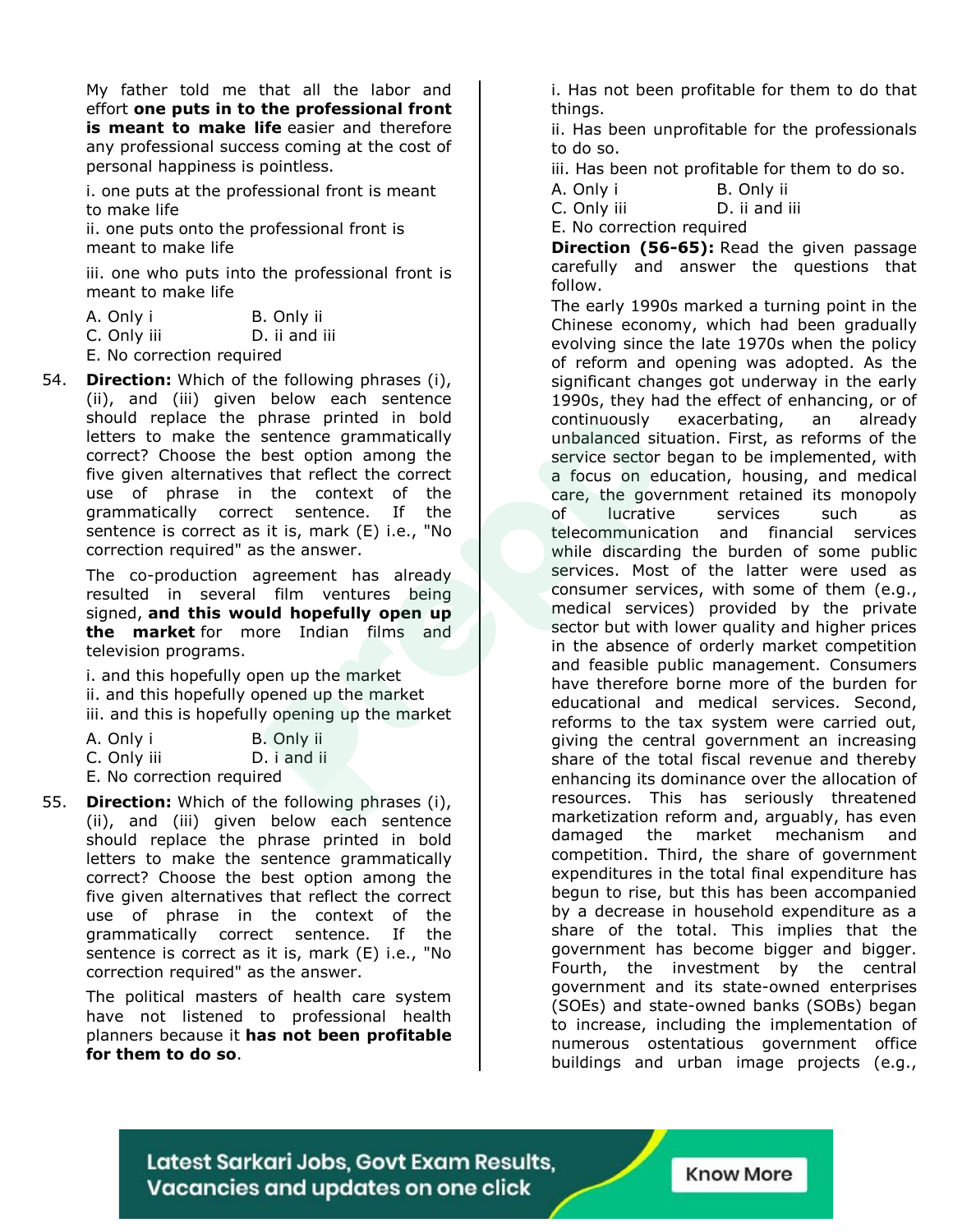My father told me that all the labor and effort **one puts in to the professional front is meant to make life** easier and therefore any professional success coming at the cost of personal happiness is pointless.

i. one puts at the professional front is meant to make life
ii. one puts onto the professional front is meant to make life

iii. one who puts into the professional front is meant to make life

A. Only i
B. Only ii
C. Only iii
D. ii and iii
E. No correction required

54. **Direction:** Which of the following phrases (i), (ii), and (iii) given below each sentence should replace the phrase printed in bold letters to make the sentence grammatically correct? Choose the best option among the five given alternatives that reflect the correct use of phrase in the context of the grammatically correct sentence. If the sentence is correct as it is, mark (E) i.e., "No correction required" as the answer.

The co-production agreement has already resulted in several film ventures being signed, **and this would hopefully open up the market** for more Indian films and television programs.

i. and this hopefully open up the market
ii. and this hopefully opened up the market
iii. and this is hopefully opening up the market

A. Only i
B. Only ii
C. Only iii
D. i and ii
E. No correction required

55. **Direction:** Which of the following phrases (i), (ii), and (iii) given below each sentence should replace the phrase printed in bold letters to make the sentence grammatically correct? Choose the best option among the five given alternatives that reflect the correct use of phrase in the context of the grammatically correct sentence. If the sentence is correct as it is, mark (E) i.e., "No correction required" as the answer.

The political masters of health care system have not listened to professional health planners because it **has not been profitable for them to do so**.

i. Has not been profitable for them to do that things.
ii. Has been unprofitable for the professionals to do so.
iii. Has been not profitable for them to do so.

A. Only i
B. Only ii
C. Only iii
D. ii and iii
E. No correction required

**Direction (56-65):** Read the given passage carefully and answer the questions that follow.

The early 1990s marked a turning point in the Chinese economy, which had been gradually evolving since the late 1970s when the policy of reform and opening was adopted. As the significant changes got underway in the early 1990s, they had the effect of enhancing, or of continuously exacerbating, an already unbalanced situation. First, as reforms of the service sector began to be implemented, with a focus on education, housing, and medical care, the government retained its monopoly of lucrative services such as telecommunication and financial services while discarding the burden of some public services. Most of the latter were used as consumer services, with some of them (e.g., medical services) provided by the private sector but with lower quality and higher prices in the absence of orderly market competition and feasible public management. Consumers have therefore borne more of the burden for educational and medical services. Second, reforms to the tax system were carried out, giving the central government an increasing share of the total fiscal revenue and thereby enhancing its dominance over the allocation of resources. This has seriously threatened marketization reform and, arguably, has even damaged the market mechanism and competition. Third, the share of government expenditures in the total final expenditure has begun to rise, but this has been accompanied by a decrease in household expenditure as a share of the total. This implies that the government has become bigger and bigger. Fourth, the investment by the central government and its state-owned enterprises (SOEs) and state-owned banks (SOBs) began to increase, including the implementation of numerous ostentatious government office buildings and urban image projects (e.g.,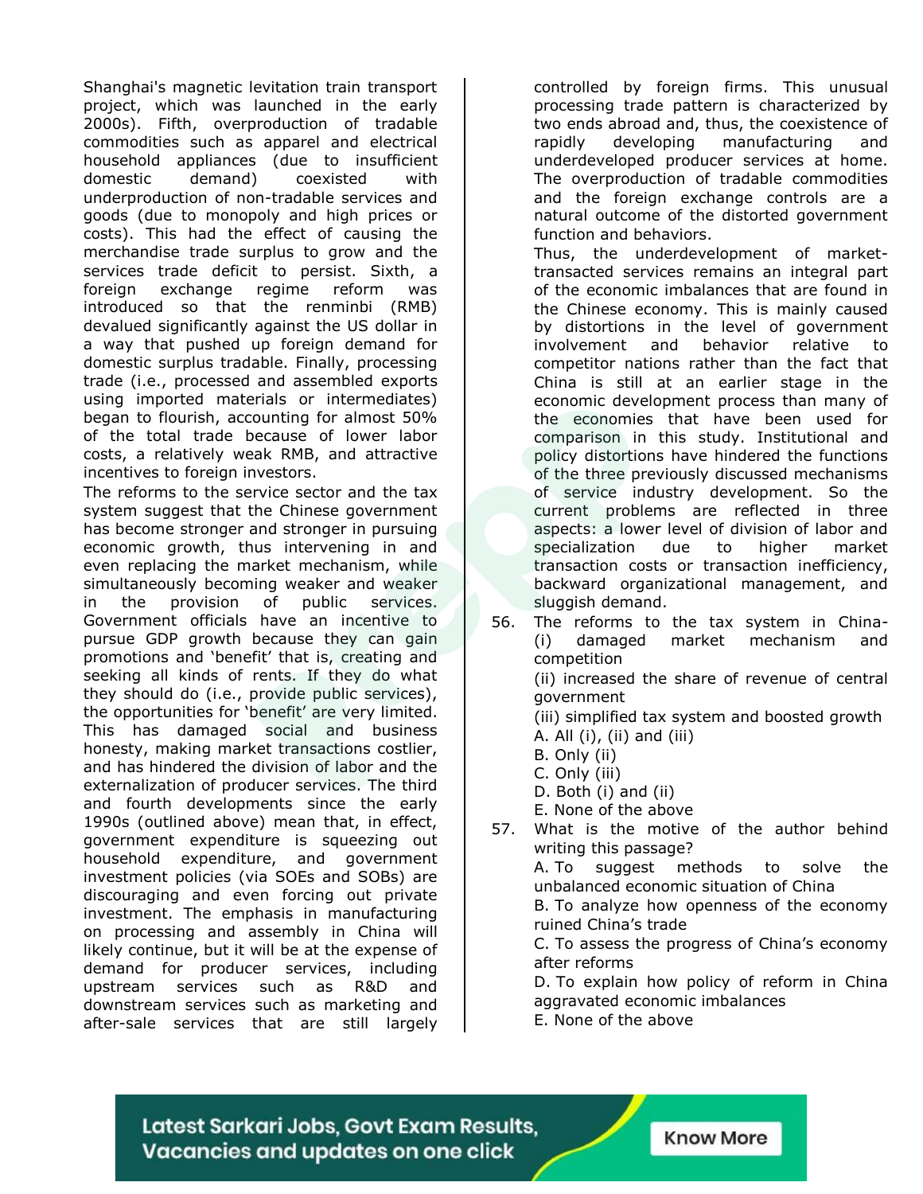Shanghai's magnetic levitation train transport project, which was launched in the early 2000s). Fifth, overproduction of tradable commodities such as apparel and electrical household appliances (due to insufficient domestic demand) coexisted with underproduction of non-tradable services and goods (due to monopoly and high prices or costs). This had the effect of causing the merchandise trade surplus to grow and the services trade deficit to persist. Sixth, a foreign exchange regime reform was introduced so that the renminbi (RMB) devalued significantly against the US dollar in a way that pushed up foreign demand for domestic surplus tradable. Finally, processing trade (i.e., processed and assembled exports using imported materials or intermediates) began to flourish, accounting for almost 50% of the total trade because of lower labor costs, a relatively weak RMB, and attractive incentives to foreign investors.

The reforms to the service sector and the tax system suggest that the Chinese government has become stronger and stronger in pursuing economic growth, thus intervening in and even replacing the market mechanism, while simultaneously becoming weaker and weaker in the provision of public services. Government officials have an incentive to pursue GDP growth because they can gain promotions and 'benefit' that is, creating and seeking all kinds of rents. If they do what they should do (i.e., provide public services), the opportunities for 'benefit' are very limited. This has damaged social and business honesty, making market transactions costlier, and has hindered the division of labor and the externalization of producer services. The third and fourth developments since the early 1990s (outlined above) mean that, in effect, government expenditure is squeezing out household expenditure, and government investment policies (via SOEs and SOBs) are discouraging and even forcing out private investment. The emphasis in manufacturing on processing and assembly in China will likely continue, but it will be at the expense of demand for producer services, including upstream services such as R&D and downstream services such as marketing and after-sale services that are still largely controlled by foreign firms. This unusual processing trade pattern is characterized by two ends abroad and, thus, the coexistence of rapidly developing manufacturing and underdeveloped producer services at home. The overproduction of tradable commodities and the foreign exchange controls are a natural outcome of the distorted government function and behaviors.

Thus, the underdevelopment of market-transacted services remains an integral part of the economic imbalances that are found in the Chinese economy. This is mainly caused by distortions in the level of government involvement and behavior relative to competitor nations rather than the fact that China is still at an earlier stage in the economic development process than many of the economies that have been used for comparison in this study. Institutional and policy distortions have hindered the functions of the three previously discussed mechanisms of service industry development. So the current problems are reflected in three aspects: a lower level of division of labor and specialization due to higher market transaction costs or transaction inefficiency, backward organizational management, and sluggish demand.

56. The reforms to the tax system in China-
(i) damaged market mechanism and competition
(ii) increased the share of revenue of central government
(iii) simplified tax system and boosted growth
A. All (i), (ii) and (iii)
B. Only (ii)
C. Only (iii)
D. Both (i) and (ii)
E. None of the above

57. What is the motive of the author behind writing this passage?
A. To suggest methods to solve the unbalanced economic situation of China
B. To analyze how openness of the economy ruined China's trade
C. To assess the progress of China's economy after reforms
D. To explain how policy of reform in China aggravated economic imbalances
E. None of the above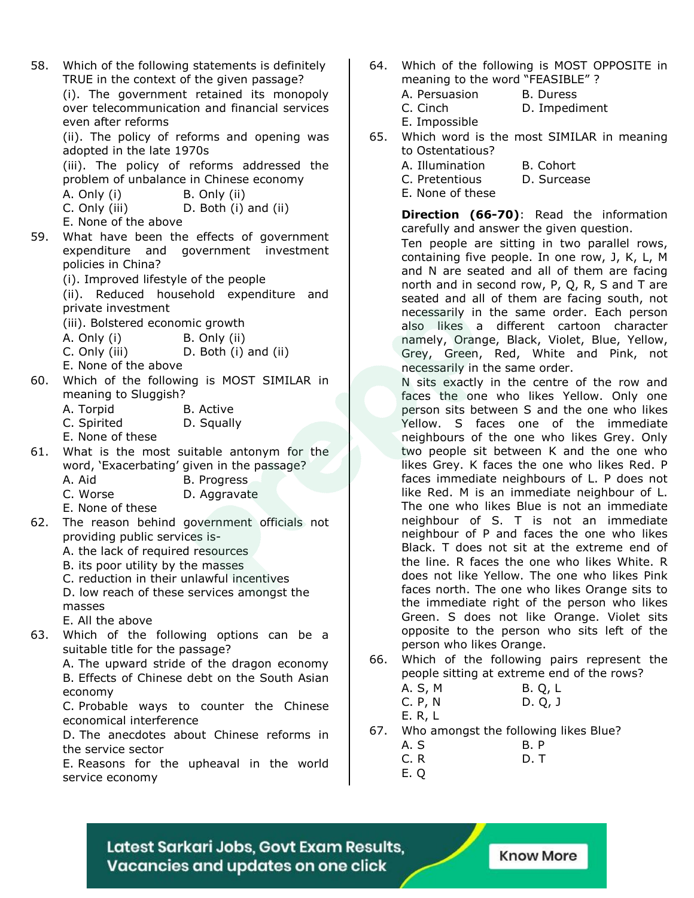58. Which of the following statements is definitely TRUE in the context of the given passage?
(i). The government retained its monopoly over telecommunication and financial services even after reforms
(ii). The policy of reforms and opening was adopted in the late 1970s
(iii). The policy of reforms addressed the problem of unbalance in Chinese economy
A. Only (i)
B. Only (ii)
C. Only (iii)
D. Both (i) and (ii)
E. None of the above

59. What have been the effects of government expenditure and government investment policies in China?
(i). Improved lifestyle of the people
(ii). Reduced household expenditure and private investment
(iii). Bolstered economic growth
A. Only (i)
B. Only (ii)
C. Only (iii)
D. Both (i) and (ii)
E. None of the above

60. Which of the following is MOST SIMILAR in meaning to Sluggish?
A. Torpid
B. Active
C. Spirited
D. Squally
E. None of these

61. What is the most suitable antonym for the word, 'Exacerbating' given in the passage?
A. Aid
B. Progress
C. Worse
D. Aggravate
E. None of these

62. The reason behind government officials not providing public services is-
A. the lack of required resources
B. its poor utility by the masses
C. reduction in their unlawful incentives
D. low reach of these services amongst the masses
E. All the above

63. Which of the following options can be a suitable title for the passage?
A. The upward stride of the dragon economy
B. Effects of Chinese debt on the South Asian economy
C. Probable ways to counter the Chinese economical interference
D. The anecdotes about Chinese reforms in the service sector
E. Reasons for the upheaval in the world service economy

64. Which of the following is MOST OPPOSITE in meaning to the word "FEASIBLE" ?
A. Persuasion
B. Duress
C. Cinch
D. Impediment
E. Impossible

65. Which word is the most SIMILAR in meaning to Ostentatious?
A. Illumination
B. Cohort
C. Pretentious
D. Surcease
E. None of these

**Direction (66-70)**: Read the information carefully and answer the given question.

Ten people are sitting in two parallel rows, containing five people. In one row, J, K, L, M and N are seated and all of them are facing north and in second row, P, Q, R, S and T are seated and all of them are facing south, not necessarily in the same order. Each person also likes a different cartoon character namely, Orange, Black, Violet, Blue, Yellow, Grey, Green, Red, White and Pink, not necessarily in the same order.

N sits exactly in the centre of the row and faces the one who likes Yellow. Only one person sits between S and the one who likes Yellow. S faces one of the immediate neighbours of the one who likes Grey. Only two people sit between K and the one who likes Grey. K faces the one who likes Red. P faces immediate neighbours of L. P does not like Red. M is an immediate neighbour of L. The one who likes Blue is not an immediate neighbour of S. T is not an immediate neighbour of P and faces the one who likes Black. T does not sit at the extreme end of the line. R faces the one who likes White. R does not like Yellow. The one who likes Pink faces north. The one who likes Orange sits to the immediate right of the person who likes Green. S does not like Orange. Violet sits opposite to the person who sits left of the person who likes Orange.

66. Which of the following pairs represent the people sitting at extreme end of the rows?
A. S, M
B. Q, L
C. P, N
D. Q, J
E. R, L

67. Who amongst the following likes Blue?
A. S
B. P
C. R
D. T
E. Q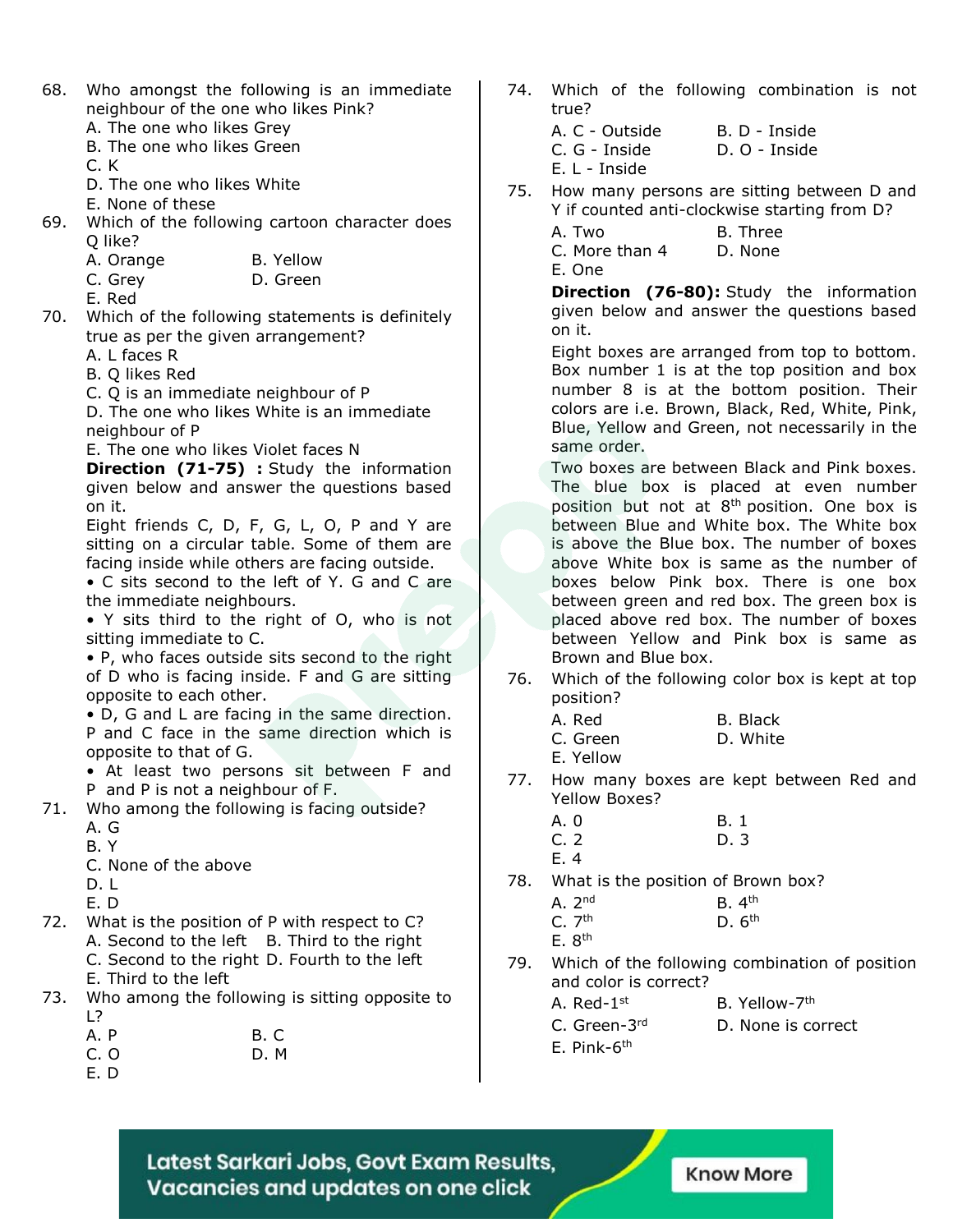68. Who amongst the following is an immediate neighbour of the one who likes Pink?
    A. The one who likes Grey
    B. The one who likes Green
    C. K
    D. The one who likes White
    E. None of these

69. Which of the following cartoon character does Q like?
    A. Orange
    B. Yellow
    C. Grey
    D. Green
    E. Red

70. Which of the following statements is definitely true as per the given arrangement?
    A. L faces R
    B. Q likes Red
    C. Q is an immediate neighbour of P
    D. The one who likes White is an immediate neighbour of P
    E. The one who likes Violet faces N

**Direction (71-75) :** Study the information given below and answer the questions based on it.

Eight friends C, D, F, G, L, O, P and Y are sitting on a circular table. Some of them are facing inside while others are facing outside.

- C sits second to the left of Y. G and C are the immediate neighbours.
- Y sits third to the right of O, who is not sitting immediate to C.
- P, who faces outside sits second to the right of D who is facing inside. F and G are sitting opposite to each other.
- D, G and L are facing in the same direction. P and C face in the same direction which is opposite to that of G.
- At least two persons sit between F and P and P is not a neighbour of F.

71. Who among the following is facing outside?
    A. G
    B. Y
    C. None of the above
    D. L
    E. D

72. What is the position of P with respect to C?
    A. Second to the left
    B. Third to the right
    C. Second to the right
    D. Fourth to the left
    E. Third to the left

73. Who among the following is sitting opposite to L?
    A. P
    B. C
    C. O
    D. M
    E. D

74. Which of the following combination is not true?
    A. C - Outside
    B. D - Inside
    C. G - Inside
    D. O - Inside
    E. L - Inside

75. How many persons are sitting between D and Y if counted anti-clockwise starting from D?
    A. Two
    B. Three
    C. More than 4
    D. None
    E. One

**Direction (76-80):** Study the information given below and answer the questions based on it.

Eight boxes are arranged from top to bottom. Box number 1 is at the top position and box number 8 is at the bottom position. Their colors are i.e. Brown, Black, Red, White, Pink, Blue, Yellow and Green, not necessarily in the same order.

Two boxes are between Black and Pink boxes. The blue box is placed at even number position but not at 8th position. One box is between Blue and White box. The White box is above the Blue box. The number of boxes above White box is same as the number of boxes below Pink box. There is one box between green and red box. The green box is placed above red box. The number of boxes between Yellow and Pink box is same as Brown and Blue box.

76. Which of the following color box is kept at top position?
    A. Red
    B. Black
    C. Green
    D. White
    E. Yellow

77. How many boxes are kept between Red and Yellow Boxes?
    A. 0
    B. 1
    C. 2
    D. 3
    E. 4

78. What is the position of Brown box?
    A. 2nd
    B. 4th
    C. 7th
    D. 6th
    E. 8th

79. Which of the following combination of position and color is correct?
    A. Red-1st
    B. Yellow-7th
    C. Green-3rd
    D. None is correct
    E. Pink-6th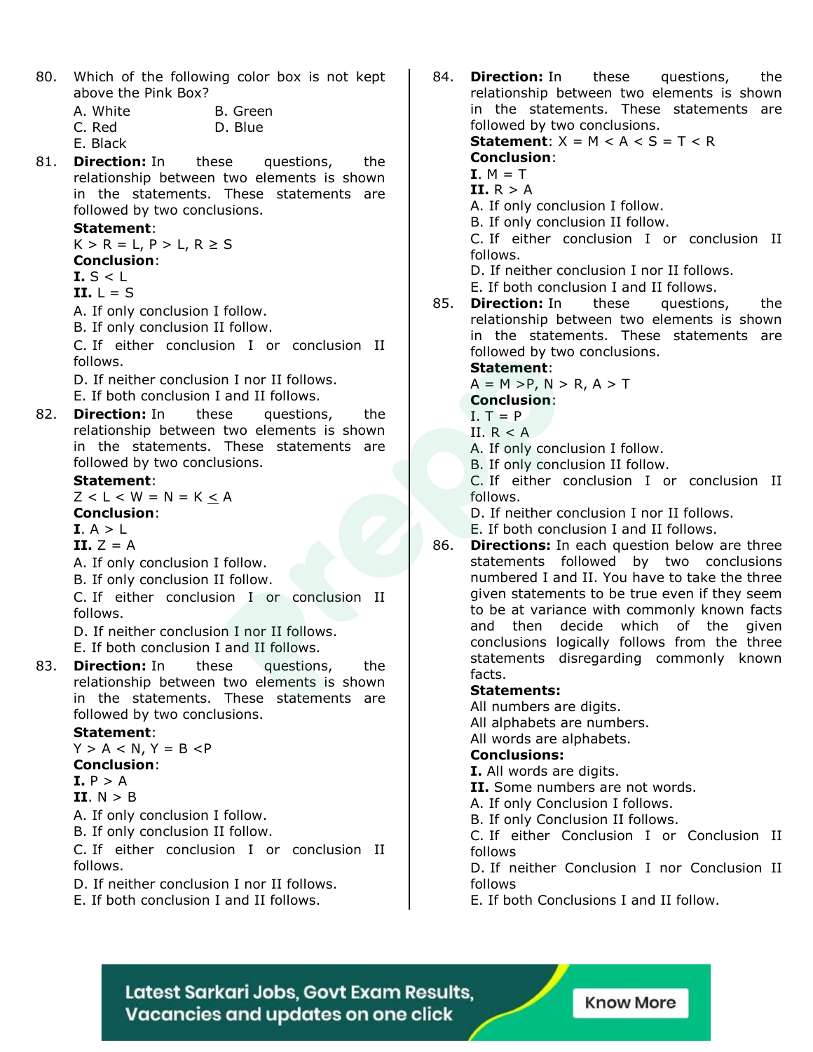80. Which of the following color box is not kept above the Pink Box?

A. White
B. Green
C. Red
D. Blue
E. Black

81. **Direction:** In these questions, the relationship between two elements is shown in the statements. These statements are followed by two conclusions.

**Statement**:
$K > R = L, P > L, R \geq S$

**Conclusion**:
**I.** $S < L$
**II.** $L = S$

A. If only conclusion I follow.
B. If only conclusion II follow.
C. If either conclusion I or conclusion II follows.
D. If neither conclusion I nor II follows.
E. If both conclusion I and II follows.

82. **Direction:** In these questions, the relationship between two elements is shown in the statements. These statements are followed by two conclusions.

**Statement**:
$Z < L < W = N = K \leq A$

**Conclusion**:
**I.** $A > L$
**II.** $Z = A$

A. If only conclusion I follow.
B. If only conclusion II follow.
C. If either conclusion I or conclusion II follows.
D. If neither conclusion I nor II follows.
E. If both conclusion I and II follows.

83. **Direction:** In these questions, the relationship between two elements is shown in the statements. These statements are followed by two conclusions.

**Statement**:
$Y > A < N, Y = B < P$

**Conclusion**:
**I.** $P > A$
**II.** $N > B$

A. If only conclusion I follow.
B. If only conclusion II follow.
C. If either conclusion I or conclusion II follows.
D. If neither conclusion I nor II follows.
E. If both conclusion I and II follows.

84. **Direction:** In these questions, the relationship between two elements is shown in the statements. These statements are followed by two conclusions.

**Statement**: $X = M < A < S = T < R$

**Conclusion**:
**I.** $M = T$
**II.** $R > A$

A. If only conclusion I follow.
B. If only conclusion II follow.
C. If either conclusion I or conclusion II follows.
D. If neither conclusion I nor II follows.
E. If both conclusion I and II follows.

85. **Direction:** In these questions, the relationship between two elements is shown in the statements. These statements are followed by two conclusions.

**Statement**:
$A = M > P, N > R, A > T$

**Conclusion**:
I. $T = P$
II. $R < A$

A. If only conclusion I follow.
B. If only conclusion II follow.
C. If either conclusion I or conclusion II follows.
D. If neither conclusion I nor II follows.
E. If both conclusion I and II follows.

86. **Directions:** In each question below are three statements followed by two conclusions numbered I and II. You have to take the three given statements to be true even if they seem to be at variance with commonly known facts and then decide which of the given conclusions logically follows from the three statements disregarding commonly known facts.

**Statements:**
All numbers are digits.
All alphabets are numbers.
All words are alphabets.

**Conclusions:**
**I.** All words are digits.
**II.** Some numbers are not words.

A. If only Conclusion I follows.
B. If only Conclusion II follows.
C. If either Conclusion I or Conclusion II follows
D. If neither Conclusion I nor Conclusion II follows
E. If both Conclusions I and II follow.

Latest Sarkari Jobs, Govt Exam Results, Vacancies and updates on one click

Know More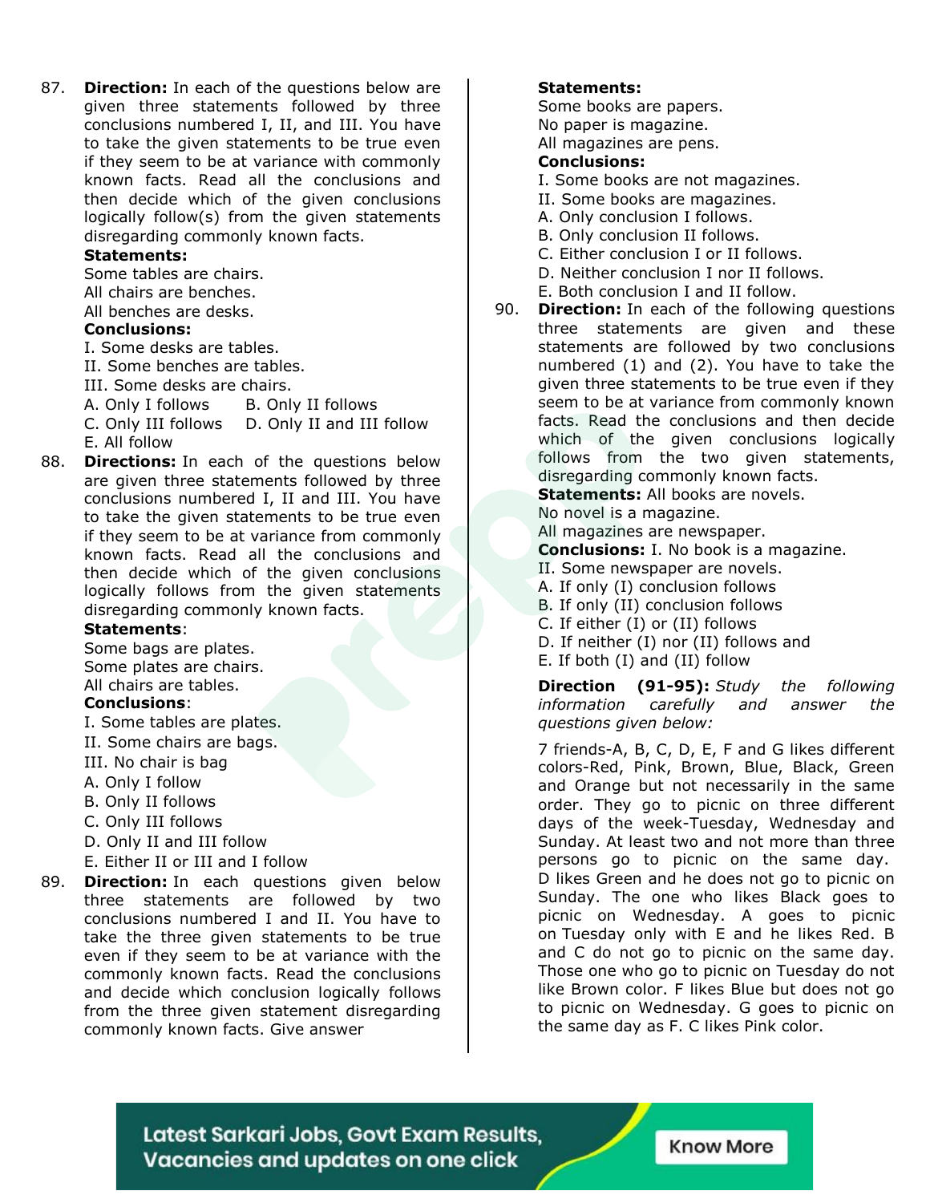87. **Direction:** In each of the questions below are given three statements followed by three conclusions numbered I, II, and III. You have to take the given statements to be true even if they seem to be at variance with commonly known facts. Read all the conclusions and then decide which of the given conclusions logically follow(s) from the given statements disregarding commonly known facts.

**Statements:**

Some tables are chairs.

All chairs are benches.

All benches are desks.

**Conclusions:**

I. Some desks are tables.

II. Some benches are tables.

III. Some desks are chairs.

A. Only I follows

B. Only II follows

C. Only III follows

D. Only II and III follow

E. All follow

88. **Directions:** In each of the questions below are given three statements followed by three conclusions numbered I, II and III. You have to take the given statements to be true even if they seem to be at variance from commonly known facts. Read all the conclusions and then decide which of the given conclusions logically follows from the given statements disregarding commonly known facts.

**Statements**:

Some bags are plates.

Some plates are chairs.

All chairs are tables.

**Conclusions**:

I. Some tables are plates.

II. Some chairs are bags.

III. No chair is bag

A. Only I follow

B. Only II follows

C. Only III follows

D. Only II and III follow

E. Either II or III and I follow

89. **Direction:** In each questions given below three statements are followed by two conclusions numbered I and II. You have to take the three given statements to be true even if they seem to be at variance with the commonly known facts. Read the conclusions and decide which conclusion logically follows from the three given statement disregarding commonly known facts. Give answer

**Statements:**

Some books are papers.

No paper is magazine.

All magazines are pens.

**Conclusions:**

I. Some books are not magazines.

II. Some books are magazines.

A. Only conclusion I follows.

B. Only conclusion II follows.

C. Either conclusion I or II follows.

D. Neither conclusion I nor II follows.

E. Both conclusion I and II follow.

90. **Direction:** In each of the following questions three statements are given and these statements are followed by two conclusions numbered (1) and (2). You have to take the given three statements to be true even if they seem to be at variance from commonly known facts. Read the conclusions and then decide which of the given conclusions logically follows from the two given statements, disregarding commonly known facts.

**Statements:** All books are novels.

No novel is a magazine.

All magazines are newspaper.

**Conclusions:** I. No book is a magazine.

II. Some newspaper are novels.

A. If only (I) conclusion follows

B. If only (II) conclusion follows

C. If either (I) or (II) follows

D. If neither (I) nor (II) follows and

E. If both (I) and (II) follow

**Direction (91-95):** *Study the following information carefully and answer the questions given below:*

7 friends-A, B, C, D, E, F and G likes different colors-Red, Pink, Brown, Blue, Black, Green and Orange but not necessarily in the same order. They go to picnic on three different days of the week-Tuesday, Wednesday and Sunday. At least two and not more than three persons go to picnic on the same day. D likes Green and he does not go to picnic on Sunday. The one who likes Black goes to picnic on Wednesday. A goes to picnic on Tuesday only with E and he likes Red. B and C do not go to picnic on the same day. Those one who go to picnic on Tuesday do not like Brown color. F likes Blue but does not go to picnic on Wednesday. G goes to picnic on the same day as F. C likes Pink color.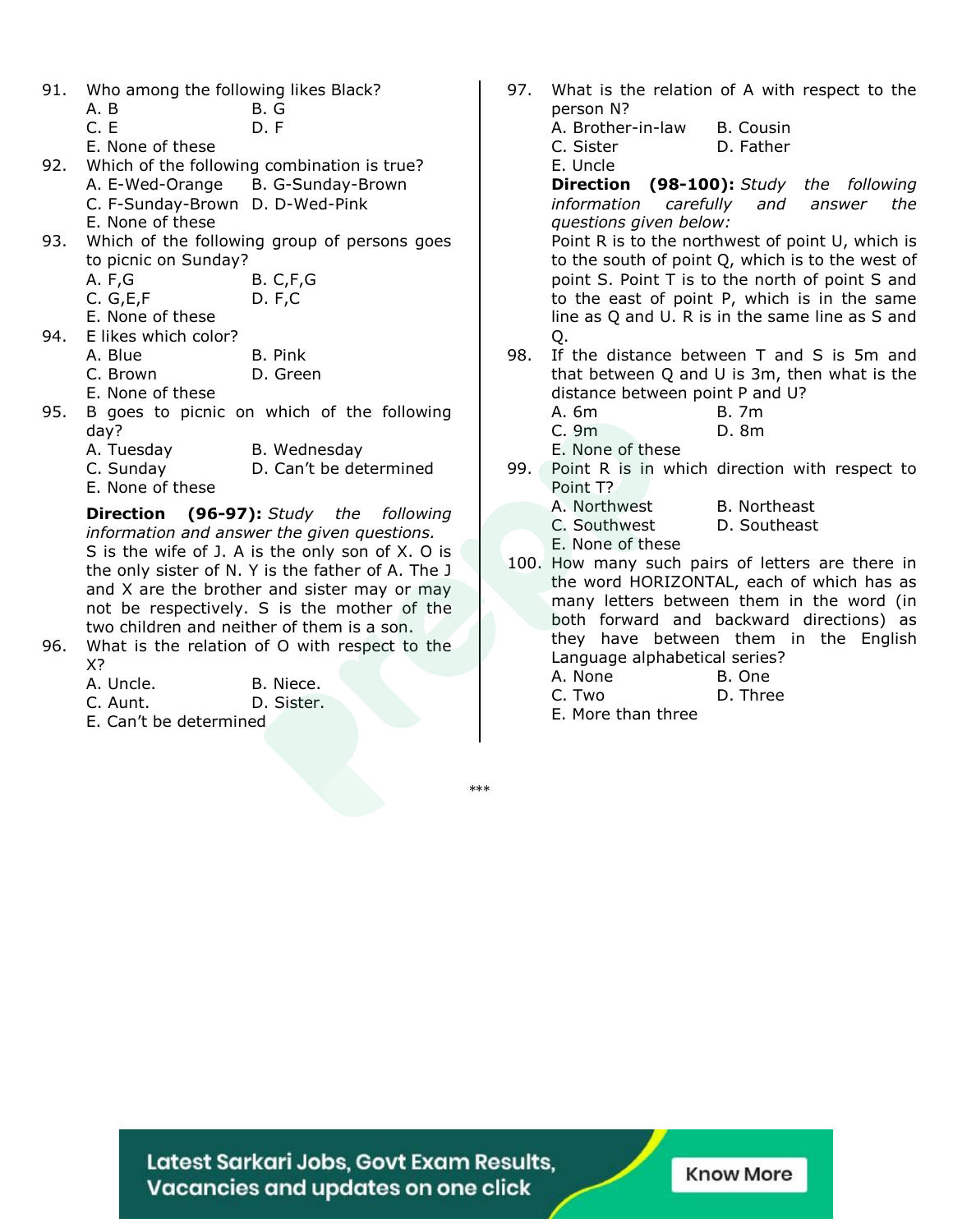91. Who among the following likes Black?
    A. B
    B. G
    C. E
    D. F
    E. None of these

92. Which of the following combination is true?
    A. E-Wed-Orange
    B. G-Sunday-Brown
    C. F-Sunday-Brown
    D. D-Wed-Pink
    E. None of these

93. Which of the following group of persons goes to picnic on Sunday?
    A. F,G
    B. C,F,G
    C. G,E,F
    D. F,C
    E. None of these

94. E likes which color?
    A. Blue
    B. Pink
    C. Brown
    D. Green
    E. None of these

95. B goes to picnic on which of the following day?
    A. Tuesday
    B. Wednesday
    C. Sunday
    D. Can't be determined
    E. None of these

**Direction (96-97):** *Study the following information and answer the given questions.*

S is the wife of J. A is the only son of X. O is the only sister of N. Y is the father of A. The J and X are the brother and sister may or may not be respectively. S is the mother of the two children and neither of them is a son.

96. What is the relation of O with respect to the X?
    A. Uncle.
    B. Niece.
    C. Aunt.
    D. Sister.
    E. Can't be determined

97. What is the relation of A with respect to the person N?
    A. Brother-in-law
    B. Cousin
    C. Sister
    D. Father
    E. Uncle

**Direction (98-100):** *Study the following information carefully and answer the questions given below:*

Point R is to the northwest of point U, which is to the south of point Q, which is to the west of point S. Point T is to the north of point S and to the east of point P, which is in the same line as Q and U. R is in the same line as S and Q.

98. If the distance between T and S is 5m and that between Q and U is 3m, then what is the distance between point P and U?
    A. 6m
    B. 7m
    C. 9m
    D. 8m
    E. None of these

99. Point R is in which direction with respect to Point T?
    A. Northwest
    B. Northeast
    C. Southwest
    D. Southeast
    E. None of these

100. How many such pairs of letters are there in the word HORIZONTAL, each of which has as many letters between them in the word (in both forward and backward directions) as they have between them in the English Language alphabetical series?
    A. None
    B. One
    C. Two
    D. Three
    E. More than three

***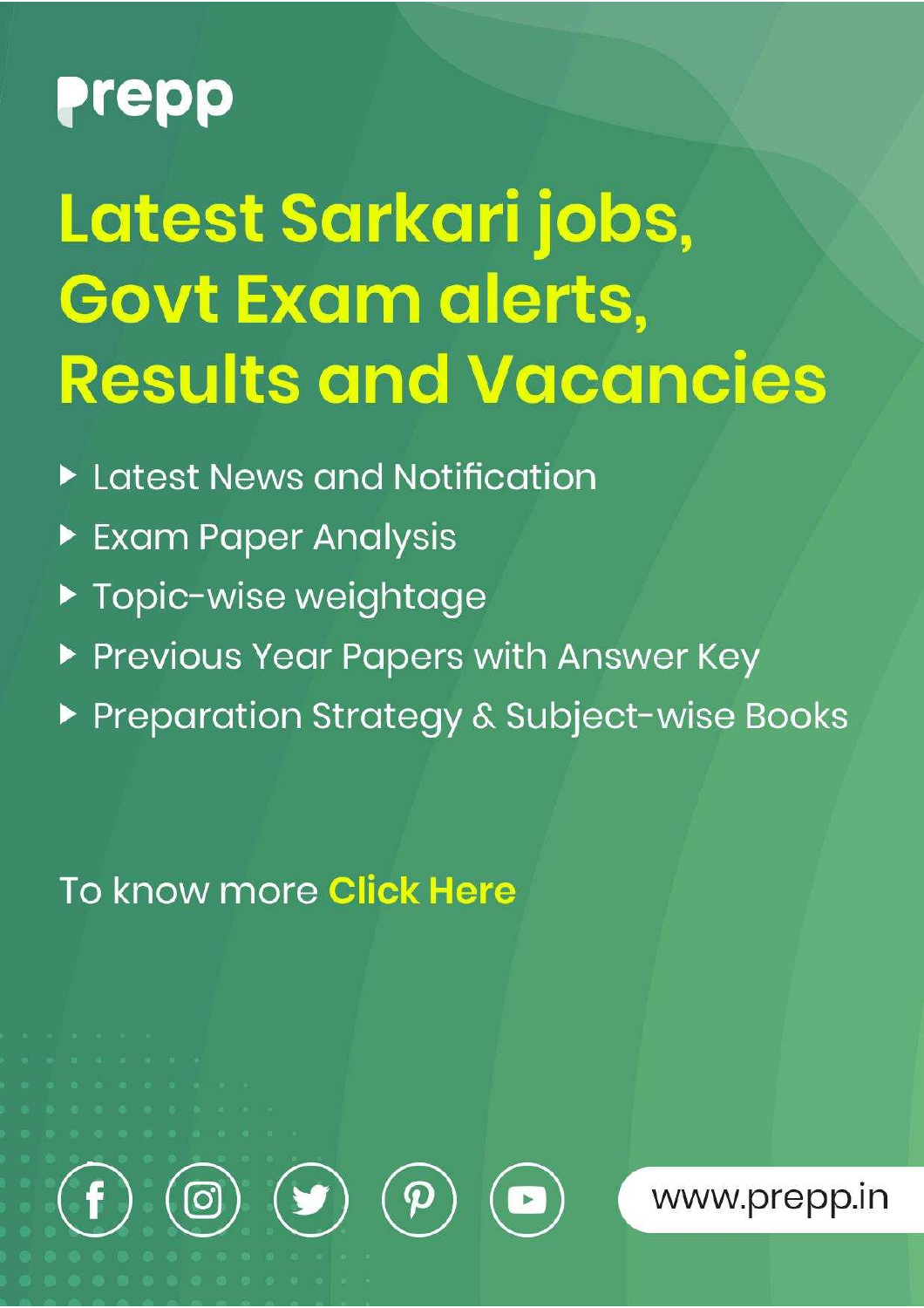prepp

# Latest Sarkari jobs, Govt Exam alerts, Results and Vacancies

- Latest News and Notification
- Exam Paper Analysis
- Topic-wise weightage
- Previous Year Papers with Answer Key
- Preparation Strategy & Subject-wise Books

To know more **Click Here**

www.prepp.in